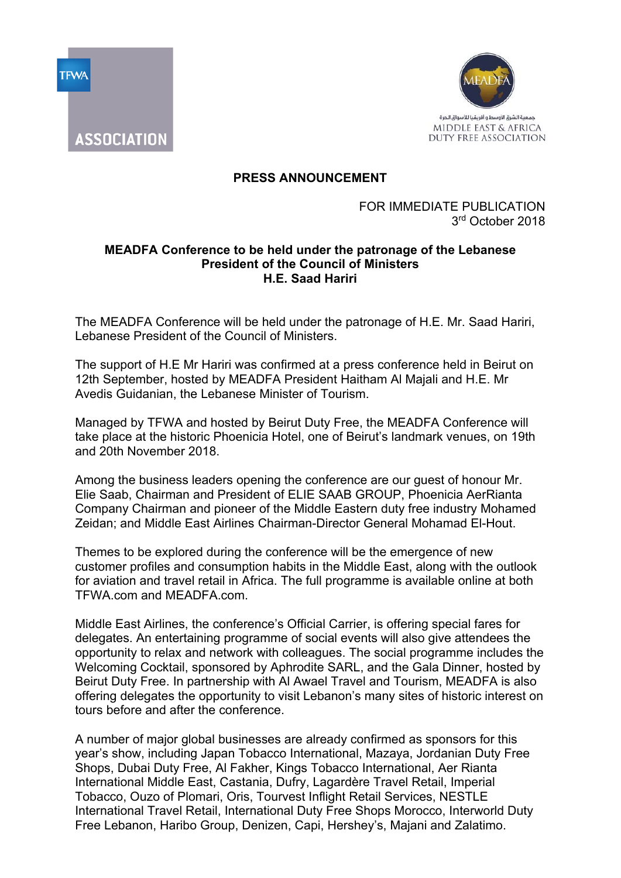TFWA ASSOCIATION

MEADFA

جمعية الشرق الأوسط و أفريقيا للأسواق الحرة
MIDDLE EAST & AFRICA DUTY FREE ASSOCIATION

**PRESS ANNOUNCEMENT**

FOR IMMEDIATE PUBLICATION
3rd October 2018

**MEADFA Conference to be held under the patronage of the Lebanese President of the Council of Ministers H.E. Saad Hariri**

The MEADFA Conference will be held under the patronage of H.E. Mr. Saad Hariri, Lebanese President of the Council of Ministers.

The support of H.E Mr Hariri was confirmed at a press conference held in Beirut on 12th September, hosted by MEADFA President Haitham Al Majali and H.E. Mr Avedis Guidanian, the Lebanese Minister of Tourism.

Managed by TFWA and hosted by Beirut Duty Free, the MEADFA Conference will take place at the historic Phoenicia Hotel, one of Beirut's landmark venues, on 19th and 20th November 2018.

Among the business leaders opening the conference are our guest of honour Mr. Elie Saab, Chairman and President of ELIE SAAB GROUP, Phoenicia AerRianta Company Chairman and pioneer of the Middle Eastern duty free industry Mohamed Zeidan; and Middle East Airlines Chairman-Director General Mohamad El-Hout.

Themes to be explored during the conference will be the emergence of new customer profiles and consumption habits in the Middle East, along with the outlook for aviation and travel retail in Africa. The full programme is available online at both TFWA.com and MEADFA.com.

Middle East Airlines, the conference's Official Carrier, is offering special fares for delegates. An entertaining programme of social events will also give attendees the opportunity to relax and network with colleagues. The social programme includes the Welcoming Cocktail, sponsored by Aphrodite SARL, and the Gala Dinner, hosted by Beirut Duty Free. In partnership with Al Awael Travel and Tourism, MEADFA is also offering delegates the opportunity to visit Lebanon's many sites of historic interest on tours before and after the conference.

A number of major global businesses are already confirmed as sponsors for this year's show, including Japan Tobacco International, Mazaya, Jordanian Duty Free Shops, Dubai Duty Free, Al Fakher, Kings Tobacco International, Aer Rianta International Middle East, Castania, Dufry, Lagardère Travel Retail, Imperial Tobacco, Ouzo of Plomari, Oris, Tourvest Inflight Retail Services, NESTLE International Travel Retail, International Duty Free Shops Morocco, Interworld Duty Free Lebanon, Haribo Group, Denizen, Capi, Hershey's, Majani and Zalatimo.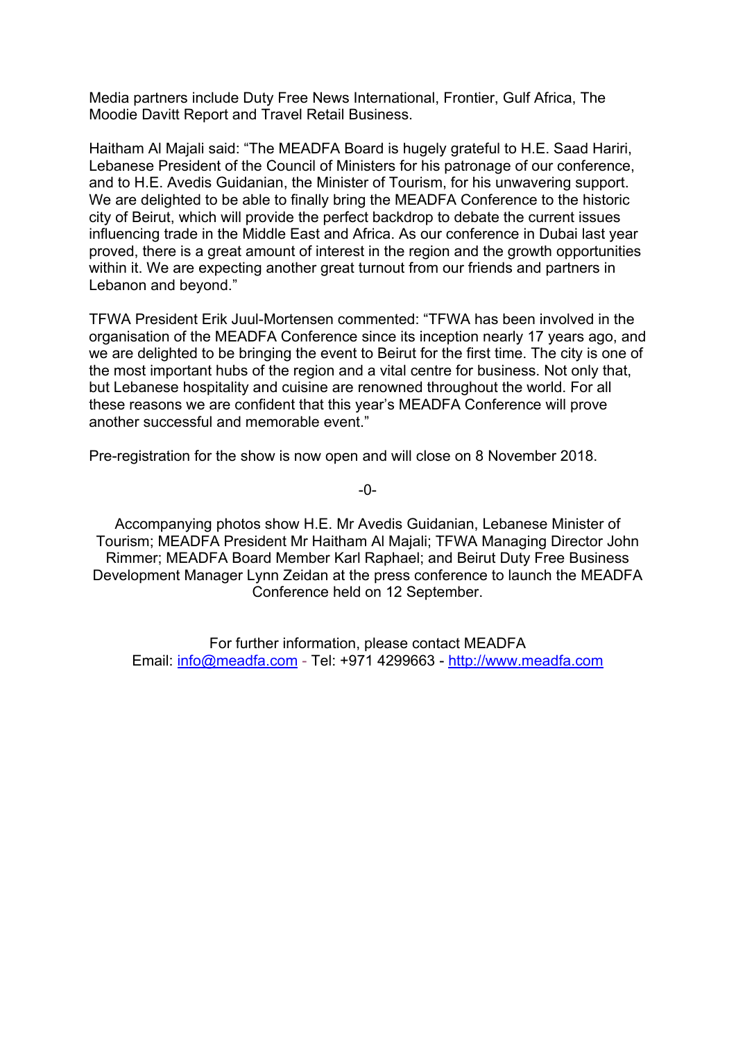Media partners include Duty Free News International, Frontier, Gulf Africa, The Moodie Davitt Report and Travel Retail Business.

Haitham Al Majali said: "The MEADFA Board is hugely grateful to H.E. Saad Hariri, Lebanese President of the Council of Ministers for his patronage of our conference, and to H.E. Avedis Guidanian, the Minister of Tourism, for his unwavering support. We are delighted to be able to finally bring the MEADFA Conference to the historic city of Beirut, which will provide the perfect backdrop to debate the current issues influencing trade in the Middle East and Africa. As our conference in Dubai last year proved, there is a great amount of interest in the region and the growth opportunities within it. We are expecting another great turnout from our friends and partners in Lebanon and beyond."

TFWA President Erik Juul-Mortensen commented: "TFWA has been involved in the organisation of the MEADFA Conference since its inception nearly 17 years ago, and we are delighted to be bringing the event to Beirut for the first time. The city is one of the most important hubs of the region and a vital centre for business. Not only that, but Lebanese hospitality and cuisine are renowned throughout the world. For all these reasons we are confident that this year's MEADFA Conference will prove another successful and memorable event."

Pre-registration for the show is now open and will close on 8 November 2018.

-0-

Accompanying photos show H.E. Mr Avedis Guidanian, Lebanese Minister of Tourism; MEADFA President Mr Haitham Al Majali; TFWA Managing Director John Rimmer; MEADFA Board Member Karl Raphael; and Beirut Duty Free Business Development Manager Lynn Zeidan at the press conference to launch the MEADFA Conference held on 12 September.

For further information, please contact MEADFA
Email: info@meadfa.com - Tel: +971 4299663 - http://www.meadfa.com